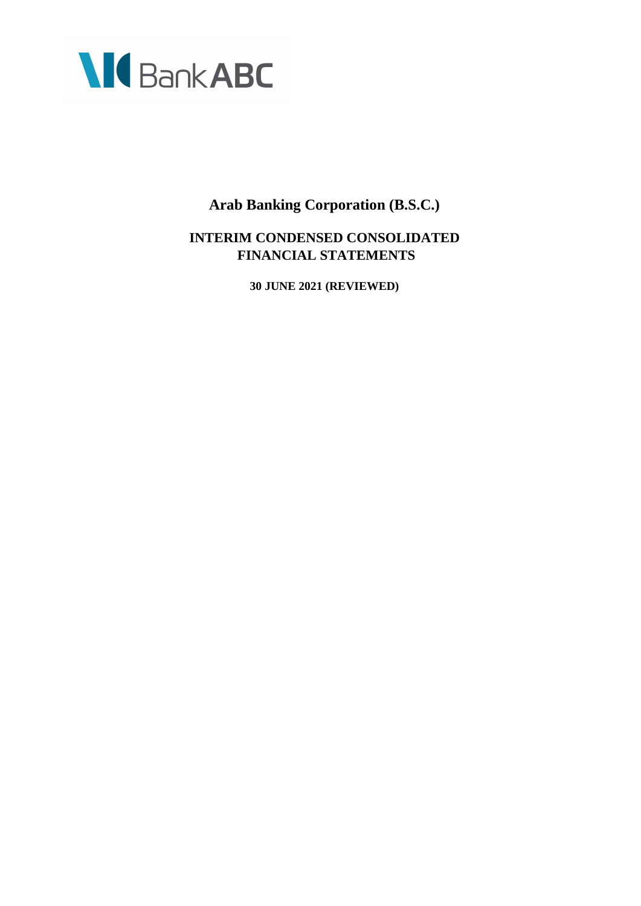Bank ABC

# Arab Banking Corporation (B.S.C.)

## INTERIM CONDENSED CONSOLIDATED FINANCIAL STATEMENTS

**30 JUNE 2021 (REVIEWED)**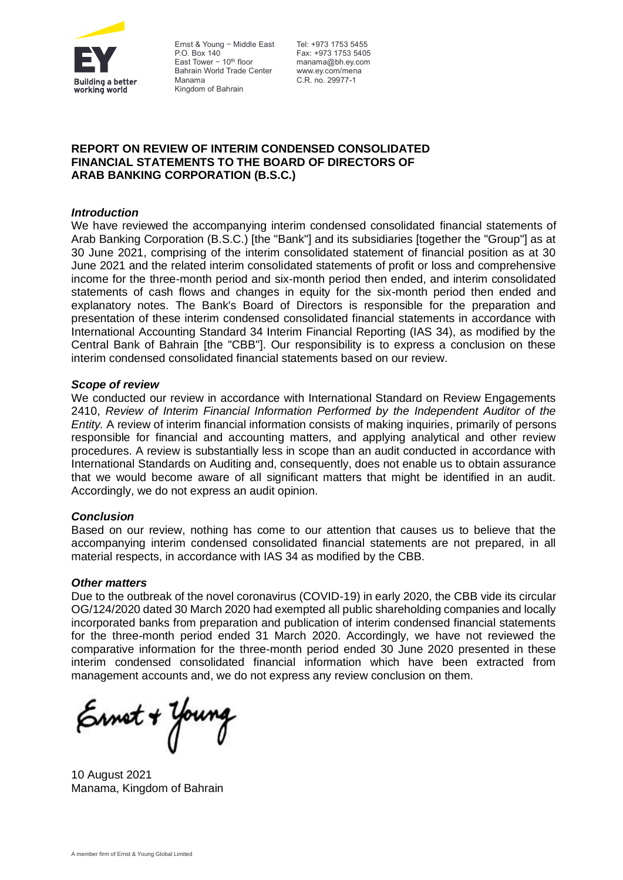Ernst & Young – Middle East
P.O. Box 140
East Tower – 10th floor
Bahrain World Trade Center
Manama
Kingdom of Bahrain

Tel: +973 1753 5455
Fax: +973 1753 5405
manama@bh.ey.com
www.ey.com/mena
C.R. no. 29977-1

**REPORT ON REVIEW OF INTERIM CONDENSED CONSOLIDATED FINANCIAL STATEMENTS TO THE BOARD OF DIRECTORS OF ARAB BANKING CORPORATION (B.S.C.)**

***Introduction***

We have reviewed the accompanying interim condensed consolidated financial statements of Arab Banking Corporation (B.S.C.) [the "Bank"] and its subsidiaries [together the "Group"] as at 30 June 2021, comprising of the interim consolidated statement of financial position as at 30 June 2021 and the related interim consolidated statements of profit or loss and comprehensive income for the three-month period and six-month period then ended, and interim consolidated statements of cash flows and changes in equity for the six-month period then ended and explanatory notes. The Bank's Board of Directors is responsible for the preparation and presentation of these interim condensed consolidated financial statements in accordance with International Accounting Standard 34 Interim Financial Reporting (IAS 34), as modified by the Central Bank of Bahrain [the "CBB"]. Our responsibility is to express a conclusion on these interim condensed consolidated financial statements based on our review.

***Scope of review***

We conducted our review in accordance with International Standard on Review Engagements 2410, *Review of Interim Financial Information Performed by the Independent Auditor of the Entity.* A review of interim financial information consists of making inquiries, primarily of persons responsible for financial and accounting matters, and applying analytical and other review procedures. A review is substantially less in scope than an audit conducted in accordance with International Standards on Auditing and, consequently, does not enable us to obtain assurance that we would become aware of all significant matters that might be identified in an audit. Accordingly, we do not express an audit opinion.

***Conclusion***

Based on our review, nothing has come to our attention that causes us to believe that the accompanying interim condensed consolidated financial statements are not prepared, in all material respects, in accordance with IAS 34 as modified by the CBB.

***Other matters***

Due to the outbreak of the novel coronavirus (COVID-19) in early 2020, the CBB vide its circular OG/124/2020 dated 30 March 2020 had exempted all public shareholding companies and locally incorporated banks from preparation and publication of interim condensed financial statements for the three-month period ended 31 March 2020. Accordingly, we have not reviewed the comparative information for the three-month period ended 30 June 2020 presented in these interim condensed consolidated financial information which have been extracted from management accounts and, we do not express any review conclusion on them.

Ernst & Young

10 August 2021
Manama, Kingdom of Bahrain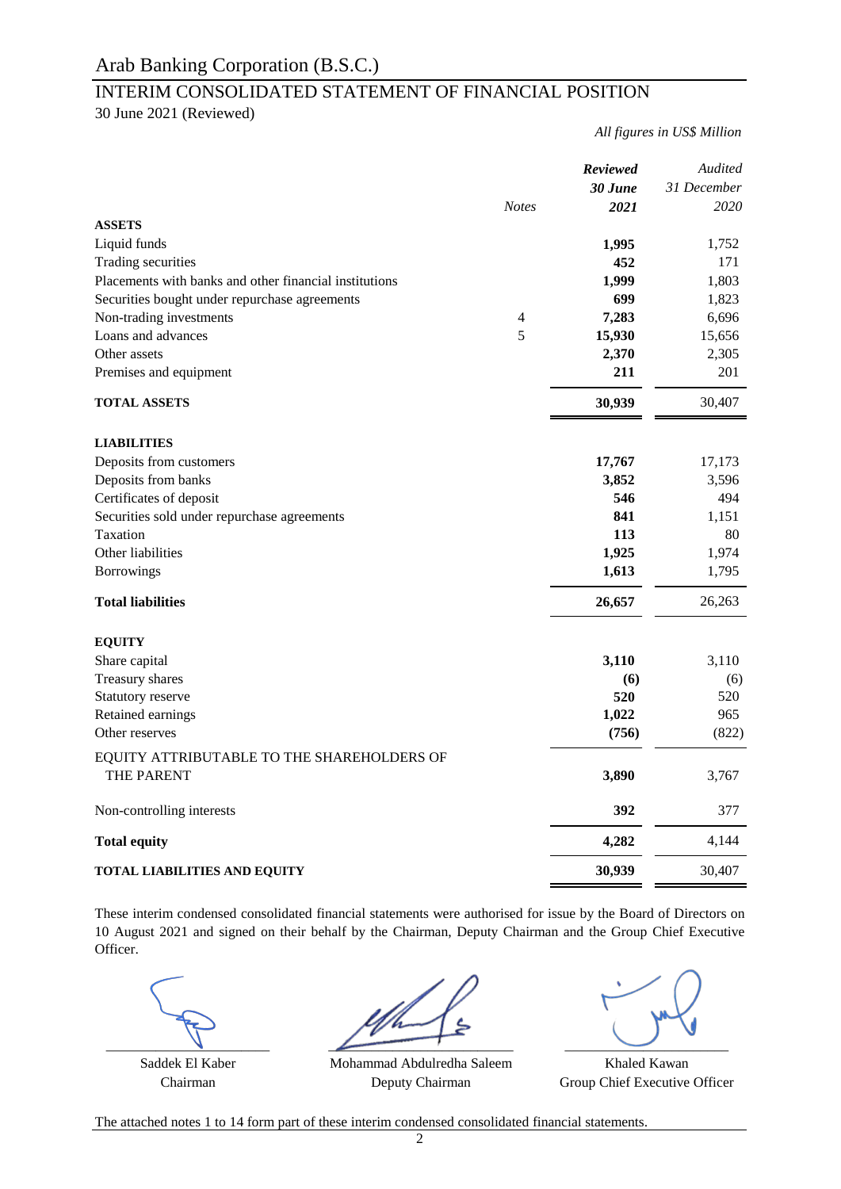# Arab Banking Corporation (B.S.C.)

## INTERIM CONSOLIDATED STATEMENT OF FINANCIAL POSITION

30 June 2021 (Reviewed)

*All figures in US$ Million*

| | Notes | ***Reviewed 30 June 2021*** | *Audited 31 December 2020* |
|---|---|---|---|
| **ASSETS** | | | |
| Liquid funds | | **1,995** | 1,752 |
| Trading securities | | **452** | 171 |
| Placements with banks and other financial institutions | | **1,999** | 1,803 |
| Securities bought under repurchase agreements | | **699** | 1,823 |
| Non-trading investments | 4 | **7,283** | 6,696 |
| Loans and advances | 5 | **15,930** | 15,656 |
| Other assets | | **2,370** | 2,305 |
| Premises and equipment | | **211** | 201 |
| **TOTAL ASSETS** | | **30,939** | 30,407 |
| **LIABILITIES** | | | |
| Deposits from customers | | **17,767** | 17,173 |
| Deposits from banks | | **3,852** | 3,596 |
| Certificates of deposit | | **546** | 494 |
| Securities sold under repurchase agreements | | **841** | 1,151 |
| Taxation | | **113** | 80 |
| Other liabilities | | **1,925** | 1,974 |
| Borrowings | | **1,613** | 1,795 |
| **Total liabilities** | | **26,657** | 26,263 |
| **EQUITY** | | | |
| Share capital | | **3,110** | 3,110 |
| Treasury shares | | **(6)** | (6) |
| Statutory reserve | | **520** | 520 |
| Retained earnings | | **1,022** | 965 |
| Other reserves | | **(756)** | (822) |
| EQUITY ATTRIBUTABLE TO THE SHAREHOLDERS OF THE PARENT | | **3,890** | 3,767 |
| Non-controlling interests | | **392** | 377 |
| **Total equity** | | **4,282** | 4,144 |
| **TOTAL LIABILITIES AND EQUITY** | | **30,939** | 30,407 |

These interim condensed consolidated financial statements were authorised for issue by the Board of Directors on 10 August 2021 and signed on their behalf by the Chairman, Deputy Chairman and the Group Chief Executive Officer.

| Saddek El Kaber | Mohammad Abdulredha Saleem | Khaled Kawan |
|---|---|---|
| Chairman | Deputy Chairman | Group Chief Executive Officer |

The attached notes 1 to 14 form part of these interim condensed consolidated financial statements.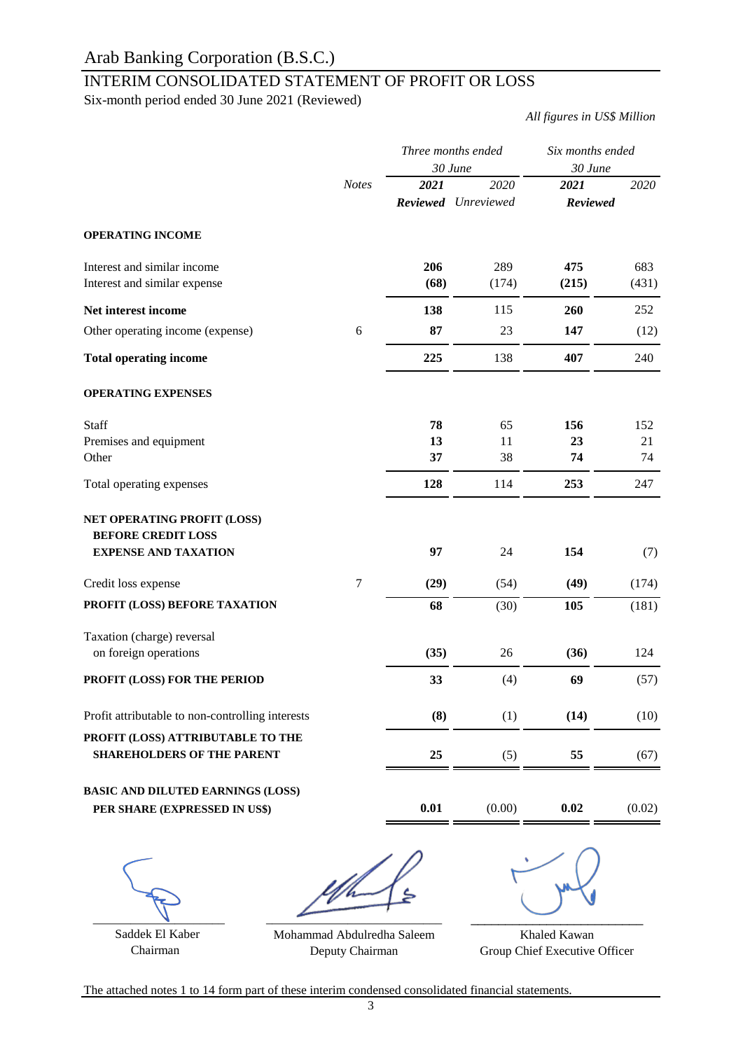# Arab Banking Corporation (B.S.C.)

## INTERIM CONSOLIDATED STATEMENT OF PROFIT OR LOSS

Six-month period ended 30 June 2021 (Reviewed)

*All figures in US$ Million*

| | *Notes* | *Three months ended 30 June* | | *Six months ended 30 June* | |
|---|---|---|---|---|---|
| | | ***2021*** | *2020* | ***2021*** | *2020* |
| | | ***Reviewed*** | *Unreviewed* | ***Reviewed*** | |
| **OPERATING INCOME** | | | | | |
| Interest and similar income | | **206** | 289 | **475** | 683 |
| Interest and similar expense | | **(68)** | (174) | **(215)** | (431) |
| **Net interest income** | | **138** | 115 | **260** | 252 |
| Other operating income (expense) | 6 | **87** | 23 | **147** | (12) |
| **Total operating income** | | **225** | 138 | **407** | 240 |
| **OPERATING EXPENSES** | | | | | |
| Staff | | **78** | 65 | **156** | 152 |
| Premises and equipment | | **13** | 11 | **23** | 21 |
| Other | | **37** | 38 | **74** | 74 |
| Total operating expenses | | **128** | 114 | **253** | 247 |
| **NET OPERATING PROFIT (LOSS) BEFORE CREDIT LOSS EXPENSE AND TAXATION** | | **97** | 24 | **154** | (7) |
| Credit loss expense | 7 | **(29)** | (54) | **(49)** | (174) |
| **PROFIT (LOSS) BEFORE TAXATION** | | **68** | (30) | **105** | (181) |
| Taxation (charge) reversal on foreign operations | | **(35)** | 26 | **(36)** | 124 |
| **PROFIT (LOSS) FOR THE PERIOD** | | **33** | (4) | **69** | (57) |
| Profit attributable to non-controlling interests | | **(8)** | (1) | **(14)** | (10) |
| **PROFIT (LOSS) ATTRIBUTABLE TO THE SHAREHOLDERS OF THE PARENT** | | **25** | (5) | **55** | (67) |
| **BASIC AND DILUTED EARNINGS (LOSS) PER SHARE (EXPRESSED IN US$)** | | **0.01** | (0.00) | **0.02** | (0.02) |

| Saddek El Kaber | Mohammad Abdulredha Saleem | Khaled Kawan |
|---|---|---|
| Chairman | Deputy Chairman | Group Chief Executive Officer |

The attached notes 1 to 14 form part of these interim condensed consolidated financial statements.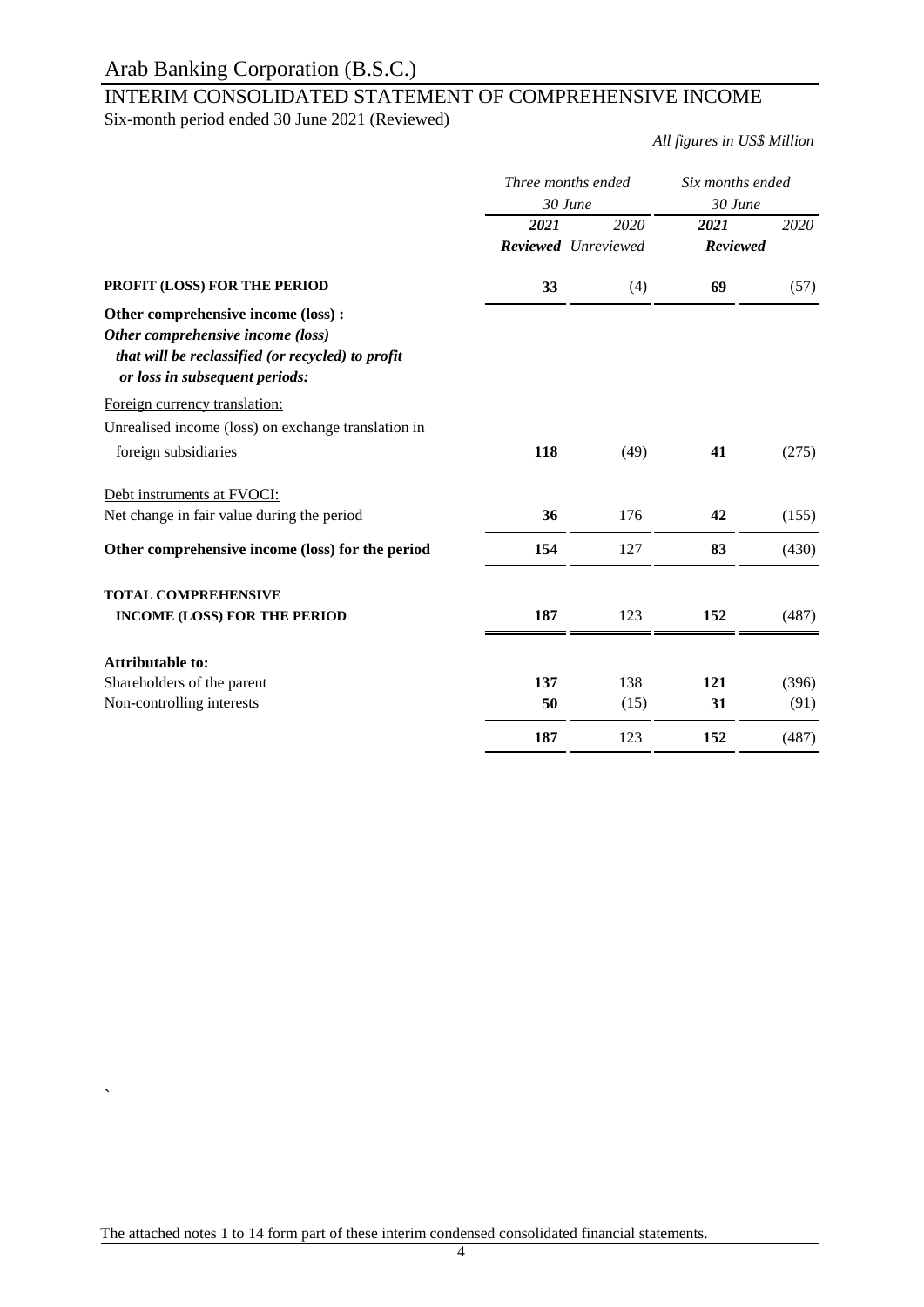# Arab Banking Corporation (B.S.C.)

## INTERIM CONSOLIDATED STATEMENT OF COMPREHENSIVE INCOME

Six-month period ended 30 June 2021 (Reviewed)

*All figures in US$ Million*

| | *Three months ended 30 June* | | *Six months ended 30 June* | |
|---|---|---|---|---|
| | ***2021*** | *2020* | ***2021*** | *2020* |
| | ***Reviewed*** | *Unreviewed* | ***Reviewed*** | |
| **PROFIT (LOSS) FOR THE PERIOD** | **33** | (4) | **69** | (57) |
| **Other comprehensive income (loss) :** | | | | |
| ***Other comprehensive income (loss) that will be reclassified (or recycled) to profit or loss in subsequent periods:*** | | | | |
| Foreign currency translation: | | | | |
| Unrealised income (loss) on exchange translation in foreign subsidiaries | **118** | (49) | **41** | (275) |
| Debt instruments at FVOCI: | | | | |
| Net change in fair value during the period | **36** | 176 | **42** | (155) |
| **Other comprehensive income (loss) for the period** | **154** | 127 | **83** | (430) |
| **TOTAL COMPREHENSIVE INCOME (LOSS) FOR THE PERIOD** | **187** | 123 | **152** | (487) |
| **Attributable to:** | | | | |
| Shareholders of the parent | **137** | 138 | **121** | (396) |
| Non-controlling interests | **50** | (15) | **31** | (91) |
| | **187** | 123 | **152** | (487) |

The attached notes 1 to 14 form part of these interim condensed consolidated financial statements.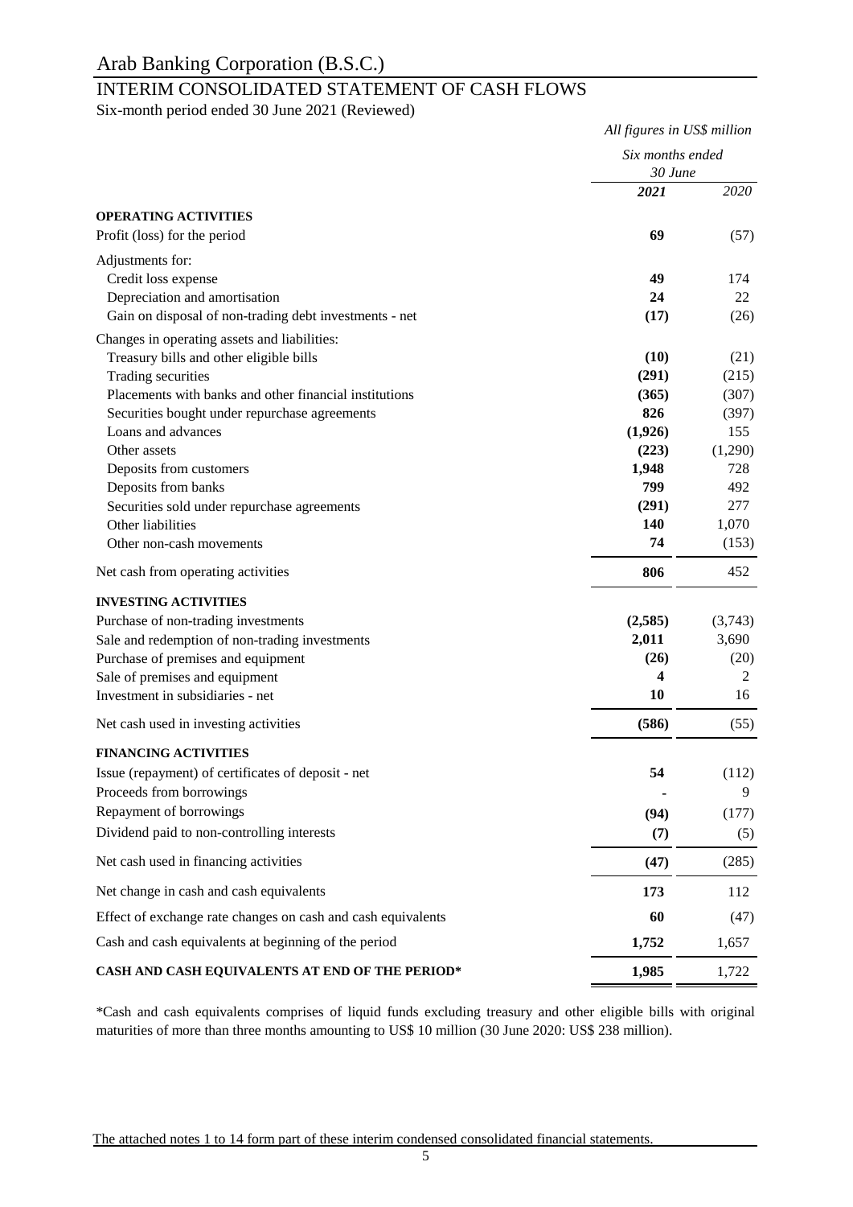# Arab Banking Corporation (B.S.C.)

## INTERIM CONSOLIDATED STATEMENT OF CASH FLOWS

Six-month period ended 30 June 2021 (Reviewed)

*All figures in US$ million*

| | *Six months ended 30 June* | |
|---|---|---|
| | ***2021*** | *2020* |
| **OPERATING ACTIVITIES** | | |
| Profit (loss) for the period | **69** | (57) |
| Adjustments for: | | |
| Credit loss expense | **49** | 174 |
| Depreciation and amortisation | **24** | 22 |
| Gain on disposal of non-trading debt investments - net | **(17)** | (26) |
| Changes in operating assets and liabilities: | | |
| Treasury bills and other eligible bills | **(10)** | (21) |
| Trading securities | **(291)** | (215) |
| Placements with banks and other financial institutions | **(365)** | (307) |
| Securities bought under repurchase agreements | **826** | (397) |
| Loans and advances | **(1,926)** | 155 |
| Other assets | **(223)** | (1,290) |
| Deposits from customers | **1,948** | 728 |
| Deposits from banks | **799** | 492 |
| Securities sold under repurchase agreements | **(291)** | 277 |
| Other liabilities | **140** | 1,070 |
| Other non-cash movements | **74** | (153) |
| Net cash from operating activities | **806** | 452 |
| **INVESTING ACTIVITIES** | | |
| Purchase of non-trading investments | **(2,585)** | (3,743) |
| Sale and redemption of non-trading investments | **2,011** | 3,690 |
| Purchase of premises and equipment | **(26)** | (20) |
| Sale of premises and equipment | **4** | 2 |
| Investment in subsidiaries - net | **10** | 16 |
| Net cash used in investing activities | **(586)** | (55) |
| **FINANCING ACTIVITIES** | | |
| Issue (repayment) of certificates of deposit - net | **54** | (112) |
| Proceeds from borrowings | **-** | 9 |
| Repayment of borrowings | **(94)** | (177) |
| Dividend paid to non-controlling interests | **(7)** | (5) |
| Net cash used in financing activities | **(47)** | (285) |
| Net change in cash and cash equivalents | **173** | 112 |
| Effect of exchange rate changes on cash and cash equivalents | **60** | (47) |
| Cash and cash equivalents at beginning of the period | **1,752** | 1,657 |
| **CASH AND CASH EQUIVALENTS AT END OF THE PERIOD*** | **1,985** | 1,722 |

*Cash and cash equivalents comprises of liquid funds excluding treasury and other eligible bills with original maturities of more than three months amounting to US$ 10 million (30 June 2020: US$ 238 million).

The attached notes 1 to 14 form part of these interim condensed consolidated financial statements.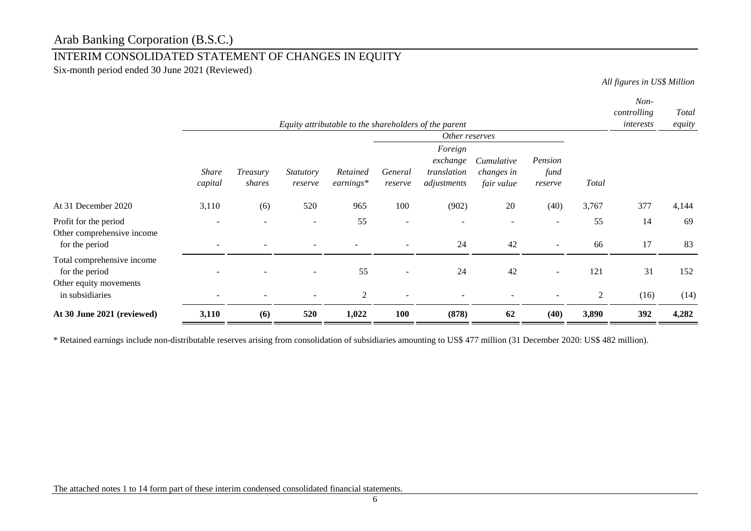# Arab Banking Corporation (B.S.C.)

## INTERIM CONSOLIDATED STATEMENT OF CHANGES IN EQUITY

Six-month period ended 30 June 2021 (Reviewed)

*All figures in US$ Million*

| | *Equity attributable to the shareholders of the parent* | | | | | | | | | *Non-controlling interests* | *Total equity* |
|---|---|---|---|---|---|---|---|---|---|---|---|
| | | | | | *Other reserves* | | | | | | |
| | *Share capital* | *Treasury shares* | *Statutory reserve* | *Retained earnings\** | *General reserve* | *Foreign exchange translation adjustments* | *Cumulative changes in fair value* | *Pension fund reserve* | *Total* | | |
| At 31 December 2020 | 3,110 | (6) | 520 | 965 | 100 | (902) | 20 | (40) | 3,767 | 377 | 4,144 |
| Profit for the period | - | - | - | 55 | - | - | - | - | 55 | 14 | 69 |
| Other comprehensive income for the period | - | - | - | - | - | 24 | 42 | - | 66 | 17 | 83 |
| Total comprehensive income for the period | - | - | - | 55 | - | 24 | 42 | - | 121 | 31 | 152 |
| Other equity movements in subsidiaries | - | - | - | 2 | - | - | - | - | 2 | (16) | (14) |
| **At 30 June 2021 (reviewed)** | **3,110** | **(6)** | **520** | **1,022** | **100** | **(878)** | **62** | **(40)** | **3,890** | **392** | **4,282** |

\* Retained earnings include non-distributable reserves arising from consolidation of subsidiaries amounting to US$ 477 million (31 December 2020: US$ 482 million).

The attached notes 1 to 14 form part of these interim condensed consolidated financial statements.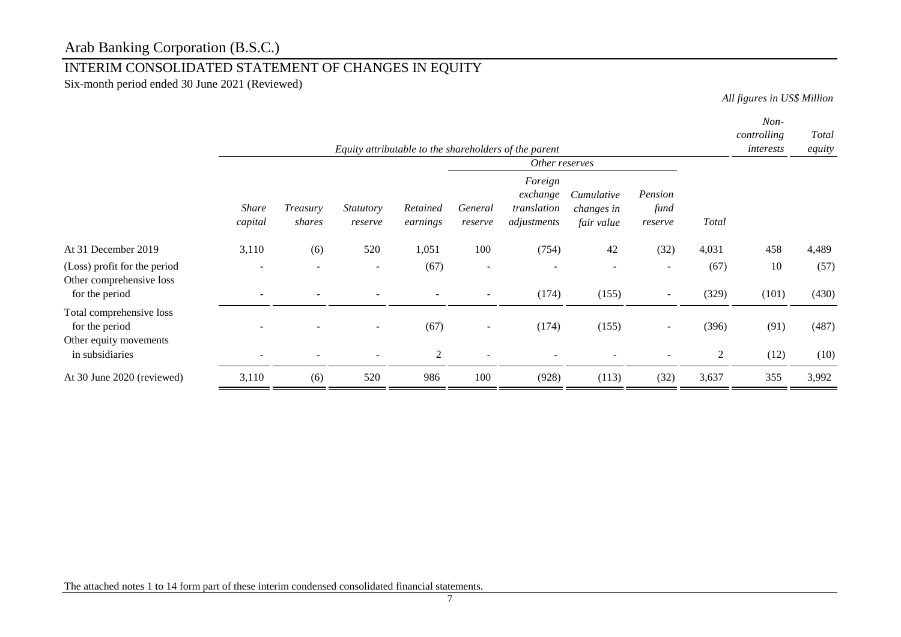# Arab Banking Corporation (B.S.C.)

## INTERIM CONSOLIDATED STATEMENT OF CHANGES IN EQUITY

Six-month period ended 30 June 2021 (Reviewed)

*All figures in US$ Million*

| | *Equity attributable to the shareholders of the parent* | | | | | | | | | *Non-controlling interests* | *Total equity* |
|---|---|---|---|---|---|---|---|---|---|---|---|
| | | | | | *Other reserves* | | | | | | |
| | *Share capital* | *Treasury shares* | *Statutory reserve* | *Retained earnings* | *General reserve* | *Foreign exchange translation adjustments* | *Cumulative changes in fair value* | *Pension fund reserve* | *Total* | | |
| At 31 December 2019 | 3,110 | (6) | 520 | 1,051 | 100 | (754) | 42 | (32) | 4,031 | 458 | 4,489 |
| (Loss) profit for the period | - | - | - | (67) | - | - | - | - | (67) | 10 | (57) |
| Other comprehensive loss for the period | - | - | - | - | - | (174) | (155) | - | (329) | (101) | (430) |
| Total comprehensive loss for the period | - | - | - | (67) | - | (174) | (155) | - | (396) | (91) | (487) |
| Other equity movements in subsidiaries | - | - | - | 2 | - | - | - | - | 2 | (12) | (10) |
| At 30 June 2020 (reviewed) | 3,110 | (6) | 520 | 986 | 100 | (928) | (113) | (32) | 3,637 | 355 | 3,992 |

The attached notes 1 to 14 form part of these interim condensed consolidated financial statements.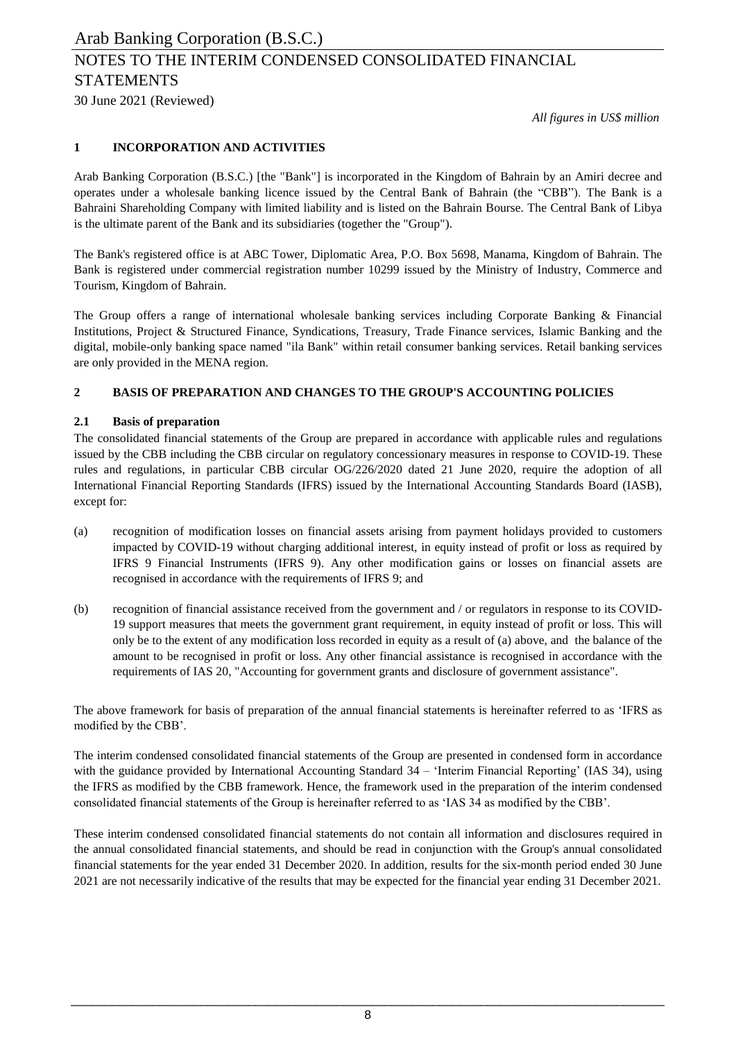# Arab Banking Corporation (B.S.C.)

## NOTES TO THE INTERIM CONDENSED CONSOLIDATED FINANCIAL STATEMENTS

30 June 2021 (Reviewed)

*All figures in US$ million*

### 1 INCORPORATION AND ACTIVITIES

Arab Banking Corporation (B.S.C.) [the "Bank"] is incorporated in the Kingdom of Bahrain by an Amiri decree and operates under a wholesale banking licence issued by the Central Bank of Bahrain (the "CBB"). The Bank is a Bahraini Shareholding Company with limited liability and is listed on the Bahrain Bourse. The Central Bank of Libya is the ultimate parent of the Bank and its subsidiaries (together the "Group").

The Bank's registered office is at ABC Tower, Diplomatic Area, P.O. Box 5698, Manama, Kingdom of Bahrain. The Bank is registered under commercial registration number 10299 issued by the Ministry of Industry, Commerce and Tourism, Kingdom of Bahrain.

The Group offers a range of international wholesale banking services including Corporate Banking & Financial Institutions, Project & Structured Finance, Syndications, Treasury, Trade Finance services, Islamic Banking and the digital, mobile-only banking space named "ila Bank" within retail consumer banking services. Retail banking services are only provided in the MENA region.

### 2 BASIS OF PREPARATION AND CHANGES TO THE GROUP'S ACCOUNTING POLICIES

#### 2.1 Basis of preparation

The consolidated financial statements of the Group are prepared in accordance with applicable rules and regulations issued by the CBB including the CBB circular on regulatory concessionary measures in response to COVID-19. These rules and regulations, in particular CBB circular OG/226/2020 dated 21 June 2020, require the adoption of all International Financial Reporting Standards (IFRS) issued by the International Accounting Standards Board (IASB), except for:

(a) recognition of modification losses on financial assets arising from payment holidays provided to customers impacted by COVID-19 without charging additional interest, in equity instead of profit or loss as required by IFRS 9 Financial Instruments (IFRS 9). Any other modification gains or losses on financial assets are recognised in accordance with the requirements of IFRS 9; and

(b) recognition of financial assistance received from the government and / or regulators in response to its COVID-19 support measures that meets the government grant requirement, in equity instead of profit or loss. This will only be to the extent of any modification loss recorded in equity as a result of (a) above, and the balance of the amount to be recognised in profit or loss. Any other financial assistance is recognised in accordance with the requirements of IAS 20, "Accounting for government grants and disclosure of government assistance".

The above framework for basis of preparation of the annual financial statements is hereinafter referred to as 'IFRS as modified by the CBB'.

The interim condensed consolidated financial statements of the Group are presented in condensed form in accordance with the guidance provided by International Accounting Standard 34 – 'Interim Financial Reporting' (IAS 34), using the IFRS as modified by the CBB framework. Hence, the framework used in the preparation of the interim condensed consolidated financial statements of the Group is hereinafter referred to as 'IAS 34 as modified by the CBB'.

These interim condensed consolidated financial statements do not contain all information and disclosures required in the annual consolidated financial statements, and should be read in conjunction with the Group's annual consolidated financial statements for the year ended 31 December 2020. In addition, results for the six-month period ended 30 June 2021 are not necessarily indicative of the results that may be expected for the financial year ending 31 December 2021.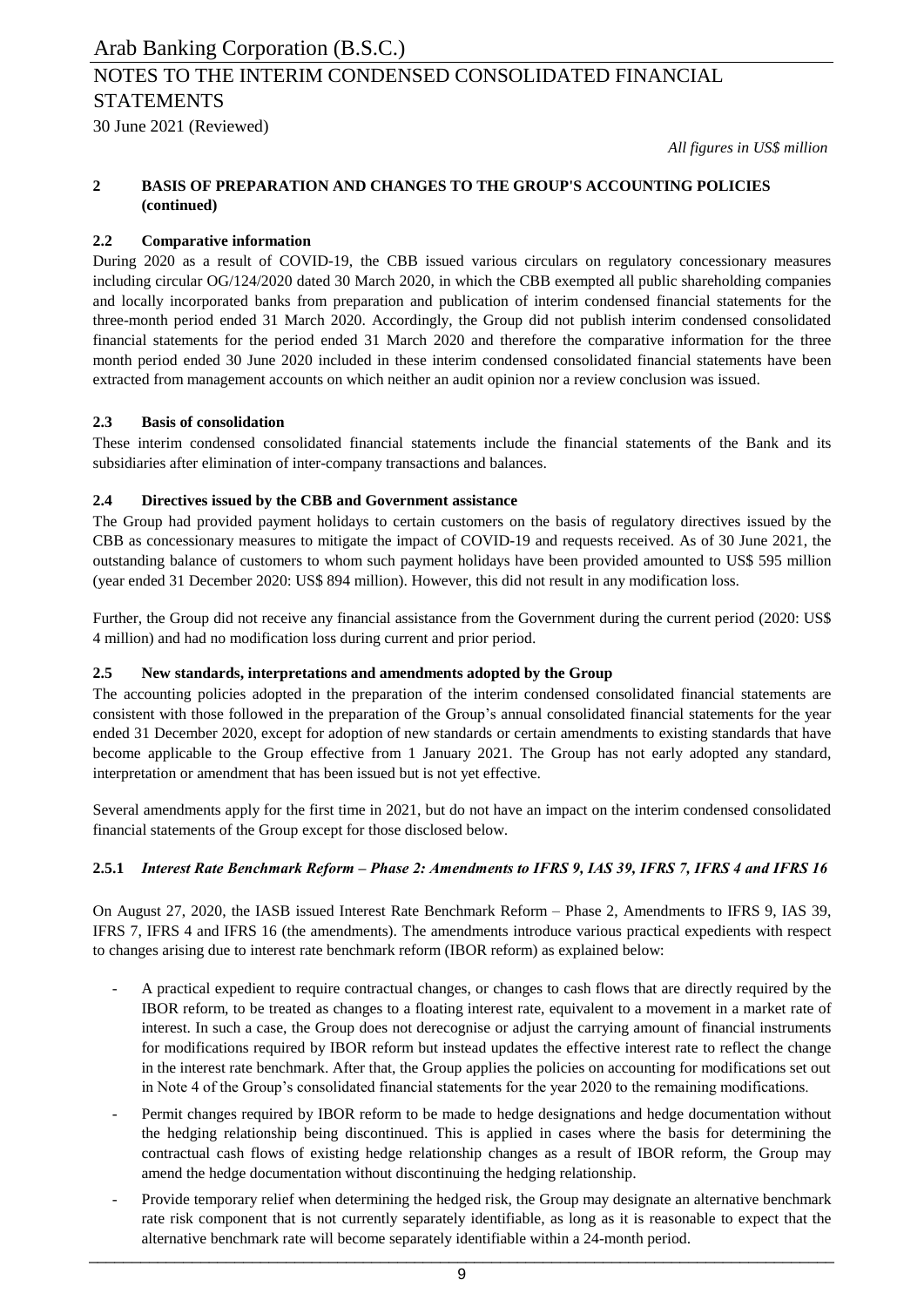## 2 BASIS OF PREPARATION AND CHANGES TO THE GROUP'S ACCOUNTING POLICIES (continued)

### 2.2 Comparative information

During 2020 as a result of COVID-19, the CBB issued various circulars on regulatory concessionary measures including circular OG/124/2020 dated 30 March 2020, in which the CBB exempted all public shareholding companies and locally incorporated banks from preparation and publication of interim condensed financial statements for the three-month period ended 31 March 2020. Accordingly, the Group did not publish interim condensed consolidated financial statements for the period ended 31 March 2020 and therefore the comparative information for the three month period ended 30 June 2020 included in these interim condensed consolidated financial statements have been extracted from management accounts on which neither an audit opinion nor a review conclusion was issued.

### 2.3 Basis of consolidation

These interim condensed consolidated financial statements include the financial statements of the Bank and its subsidiaries after elimination of inter-company transactions and balances.

### 2.4 Directives issued by the CBB and Government assistance

The Group had provided payment holidays to certain customers on the basis of regulatory directives issued by the CBB as concessionary measures to mitigate the impact of COVID-19 and requests received. As of 30 June 2021, the outstanding balance of customers to whom such payment holidays have been provided amounted to US$ 595 million (year ended 31 December 2020: US$ 894 million). However, this did not result in any modification loss.

Further, the Group did not receive any financial assistance from the Government during the current period (2020: US$ 4 million) and had no modification loss during current and prior period.

### 2.5 New standards, interpretations and amendments adopted by the Group

The accounting policies adopted in the preparation of the interim condensed consolidated financial statements are consistent with those followed in the preparation of the Group's annual consolidated financial statements for the year ended 31 December 2020, except for adoption of new standards or certain amendments to existing standards that have become applicable to the Group effective from 1 January 2021. The Group has not early adopted any standard, interpretation or amendment that has been issued but is not yet effective.

Several amendments apply for the first time in 2021, but do not have an impact on the interim condensed consolidated financial statements of the Group except for those disclosed below.

#### 2.5.1 *Interest Rate Benchmark Reform – Phase 2: Amendments to IFRS 9, IAS 39, IFRS 7, IFRS 4 and IFRS 16*

On August 27, 2020, the IASB issued Interest Rate Benchmark Reform – Phase 2, Amendments to IFRS 9, IAS 39, IFRS 7, IFRS 4 and IFRS 16 (the amendments). The amendments introduce various practical expedients with respect to changes arising due to interest rate benchmark reform (IBOR reform) as explained below:

- A practical expedient to require contractual changes, or changes to cash flows that are directly required by the IBOR reform, to be treated as changes to a floating interest rate, equivalent to a movement in a market rate of interest. In such a case, the Group does not derecognise or adjust the carrying amount of financial instruments for modifications required by IBOR reform but instead updates the effective interest rate to reflect the change in the interest rate benchmark. After that, the Group applies the policies on accounting for modifications set out in Note 4 of the Group's consolidated financial statements for the year 2020 to the remaining modifications.
- Permit changes required by IBOR reform to be made to hedge designations and hedge documentation without the hedging relationship being discontinued. This is applied in cases where the basis for determining the contractual cash flows of existing hedge relationship changes as a result of IBOR reform, the Group may amend the hedge documentation without discontinuing the hedging relationship.
- Provide temporary relief when determining the hedged risk, the Group may designate an alternative benchmark rate risk component that is not currently separately identifiable, as long as it is reasonable to expect that the alternative benchmark rate will become separately identifiable within a 24-month period.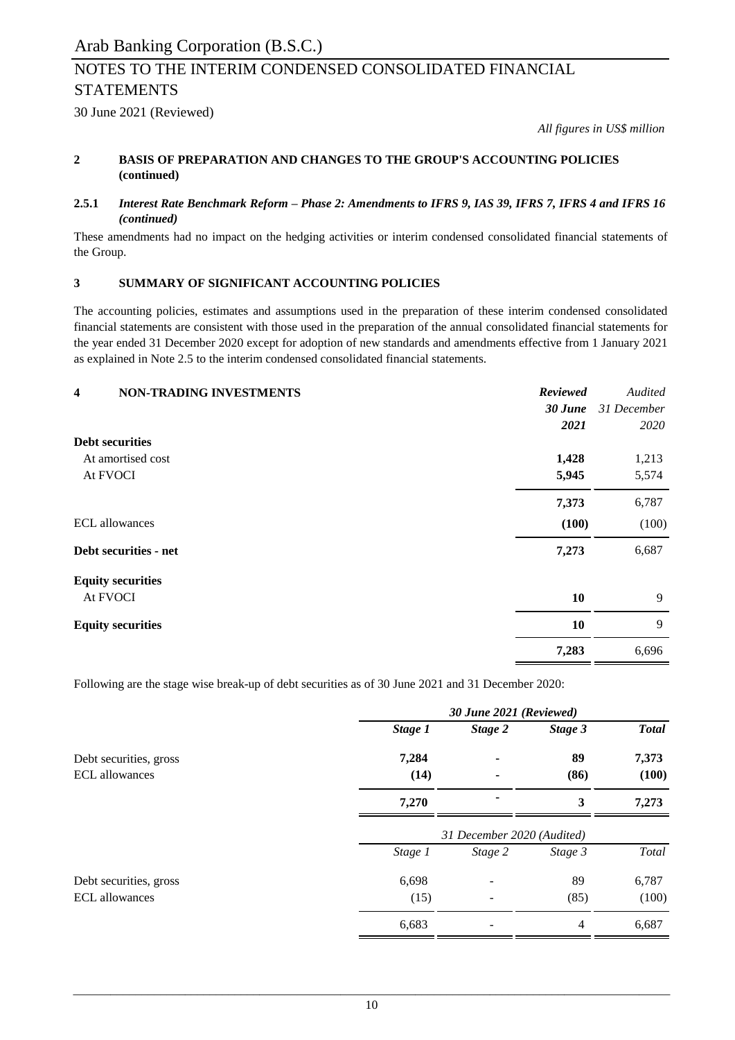Arab Banking Corporation (B.S.C.)

# NOTES TO THE INTERIM CONDENSED CONSOLIDATED FINANCIAL STATEMENTS

30 June 2021 (Reviewed)

*All figures in US$ million*

## 2 BASIS OF PREPARATION AND CHANGES TO THE GROUP'S ACCOUNTING POLICIES (continued)

### 2.5.1 *Interest Rate Benchmark Reform – Phase 2: Amendments to IFRS 9, IAS 39, IFRS 7, IFRS 4 and IFRS 16 (continued)*

These amendments had no impact on the hedging activities or interim condensed consolidated financial statements of the Group.

## 3 SUMMARY OF SIGNIFICANT ACCOUNTING POLICIES

The accounting policies, estimates and assumptions used in the preparation of these interim condensed consolidated financial statements are consistent with those used in the preparation of the annual consolidated financial statements for the year ended 31 December 2020 except for adoption of new standards and amendments effective from 1 January 2021 as explained in Note 2.5 to the interim condensed consolidated financial statements.

## 4 NON-TRADING INVESTMENTS

| | ***Reviewed 30 June 2021*** | *Audited 31 December 2020* |
|---|---|---|
| **Debt securities** | | |
| At amortised cost | **1,428** | 1,213 |
| At FVOCI | **5,945** | 5,574 |
| | **7,373** | 6,787 |
| ECL allowances | **(100)** | (100) |
| **Debt securities - net** | **7,273** | 6,687 |
| **Equity securities** | | |
| At FVOCI | **10** | 9 |
| **Equity securities** | **10** | 9 |
| | **7,283** | 6,696 |

Following are the stage wise break-up of debt securities as of 30 June 2021 and 31 December 2020:

| | ***30 June 2021 (Reviewed)*** | | | |
|---|---|---|---|---|
| | ***Stage 1*** | ***Stage 2*** | ***Stage 3*** | ***Total*** |
| Debt securities, gross | **7,284** | **-** | **89** | **7,373** |
| ECL allowances | **(14)** | **-** | **(86)** | **(100)** |
| | **7,270** | **-** | **3** | **7,273** |

| | *31 December 2020 (Audited)* | | | |
|---|---|---|---|---|
| | *Stage 1* | *Stage 2* | *Stage 3* | *Total* |
| Debt securities, gross | 6,698 | - | 89 | 6,787 |
| ECL allowances | (15) | - | (85) | (100) |
| | 6,683 | - | 4 | 6,687 |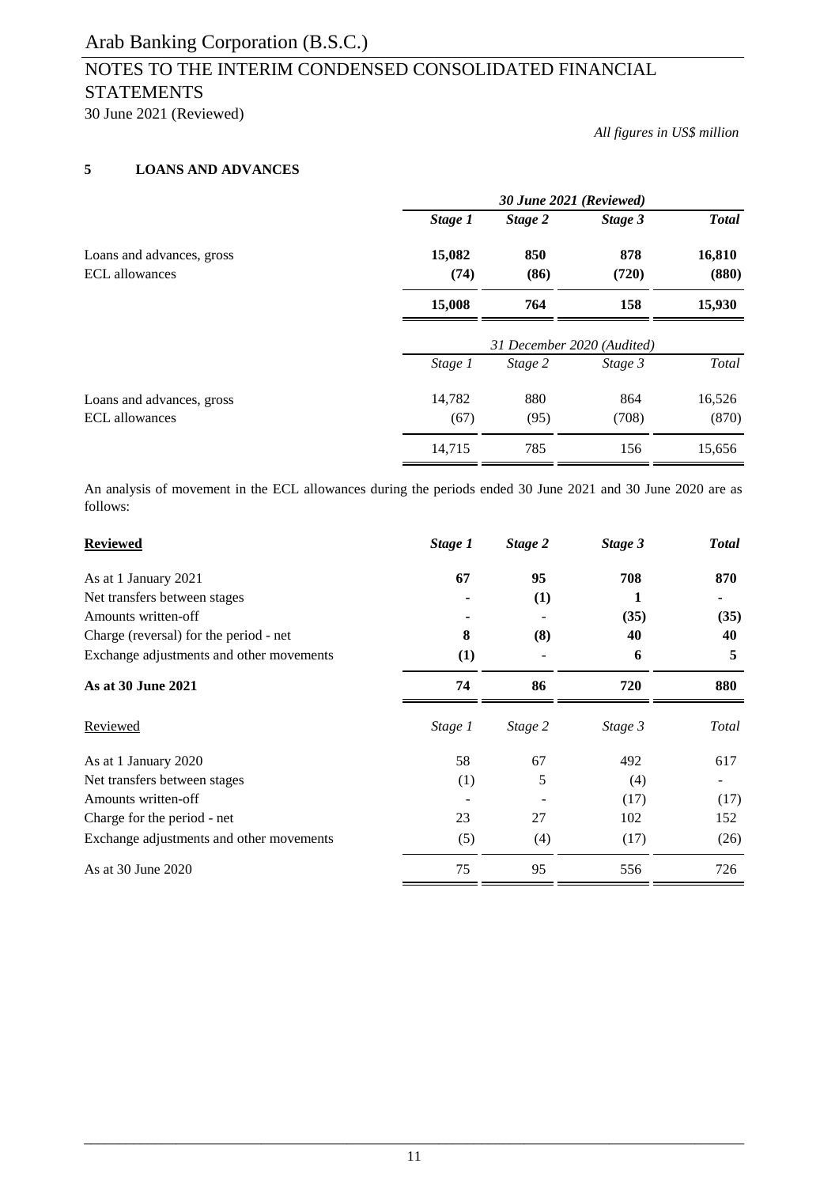Arab Banking Corporation (B.S.C.)

# NOTES TO THE INTERIM CONDENSED CONSOLIDATED FINANCIAL STATEMENTS

30 June 2021 (Reviewed)

*All figures in US$ million*

## 5 LOANS AND ADVANCES

| | ***30 June 2021 (Reviewed)*** | | | |
|---|---|---|---|---|
| | ***Stage 1*** | ***Stage 2*** | ***Stage 3*** | ***Total*** |
| Loans and advances, gross | **15,082** | **850** | **878** | **16,810** |
| ECL allowances | **(74)** | **(86)** | **(720)** | **(880)** |
| | **15,008** | **764** | **158** | **15,930** |

| | *31 December 2020 (Audited)* | | | |
|---|---|---|---|---|
| | *Stage 1* | *Stage 2* | *Stage 3* | *Total* |
| Loans and advances, gross | 14,782 | 880 | 864 | 16,526 |
| ECL allowances | (67) | (95) | (708) | (870) |
| | 14,715 | 785 | 156 | 15,656 |

An analysis of movement in the ECL allowances during the periods ended 30 June 2021 and 30 June 2020 are as follows:

| **Reviewed** | ***Stage 1*** | ***Stage 2*** | ***Stage 3*** | ***Total*** |
|---|---|---|---|---|
| As at 1 January 2021 | **67** | **95** | **708** | **870** |
| Net transfers between stages | **-** | **(1)** | **1** | **-** |
| Amounts written-off | **-** | **-** | **(35)** | **(35)** |
| Charge (reversal) for the period - net | **8** | **(8)** | **40** | **40** |
| Exchange adjustments and other movements | **(1)** | **-** | **6** | **5** |
| **As at 30 June 2021** | **74** | **86** | **720** | **880** |

| Reviewed | *Stage 1* | *Stage 2* | *Stage 3* | *Total* |
|---|---|---|---|---|
| As at 1 January 2020 | 58 | 67 | 492 | 617 |
| Net transfers between stages | (1) | 5 | (4) | - |
| Amounts written-off | - | - | (17) | (17) |
| Charge for the period - net | 23 | 27 | 102 | 152 |
| Exchange adjustments and other movements | (5) | (4) | (17) | (26) |
| As at 30 June 2020 | 75 | 95 | 556 | 726 |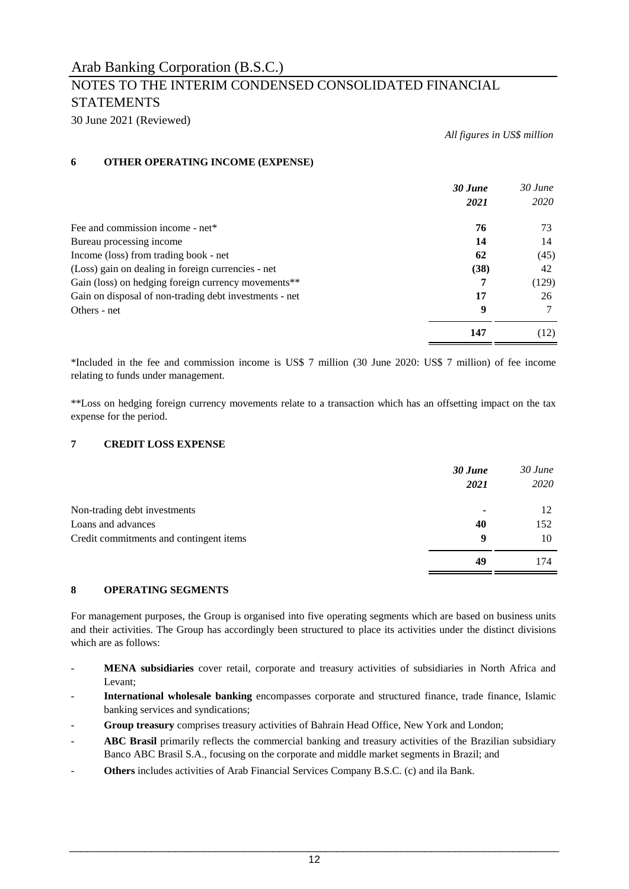Arab Banking Corporation (B.S.C.)

# NOTES TO THE INTERIM CONDENSED CONSOLIDATED FINANCIAL STATEMENTS

30 June 2021 (Reviewed)

*All figures in US$ million*

## 6 OTHER OPERATING INCOME (EXPENSE)

| | ***30 June 2021*** | *30 June 2020* |
|---|---|---|
| Fee and commission income - net* | **76** | 73 |
| Bureau processing income | **14** | 14 |
| Income (loss) from trading book - net | **62** | (45) |
| (Loss) gain on dealing in foreign currencies - net | **(38)** | 42 |
| Gain (loss) on hedging foreign currency movements** | **7** | (129) |
| Gain on disposal of non-trading debt investments - net | **17** | 26 |
| Others - net | **9** | 7 |
| | **147** | (12) |

*Included in the fee and commission income is US$ 7 million (30 June 2020: US$ 7 million) of fee income relating to funds under management.

**Loss on hedging foreign currency movements relate to a transaction which has an offsetting impact on the tax expense for the period.

## 7 CREDIT LOSS EXPENSE

| | ***30 June 2021*** | *30 June 2020* |
|---|---|---|
| Non-trading debt investments | **-** | 12 |
| Loans and advances | **40** | 152 |
| Credit commitments and contingent items | **9** | 10 |
| | **49** | 174 |

## 8 OPERATING SEGMENTS

For management purposes, the Group is organised into five operating segments which are based on business units and their activities. The Group has accordingly been structured to place its activities under the distinct divisions which are as follows:

- **MENA subsidiaries** cover retail, corporate and treasury activities of subsidiaries in North Africa and Levant;
- **International wholesale banking** encompasses corporate and structured finance, trade finance, Islamic banking services and syndications;
- **Group treasury** comprises treasury activities of Bahrain Head Office, New York and London;
- **ABC Brasil** primarily reflects the commercial banking and treasury activities of the Brazilian subsidiary Banco ABC Brasil S.A., focusing on the corporate and middle market segments in Brazil; and
- **Others** includes activities of Arab Financial Services Company B.S.C. (c) and ila Bank.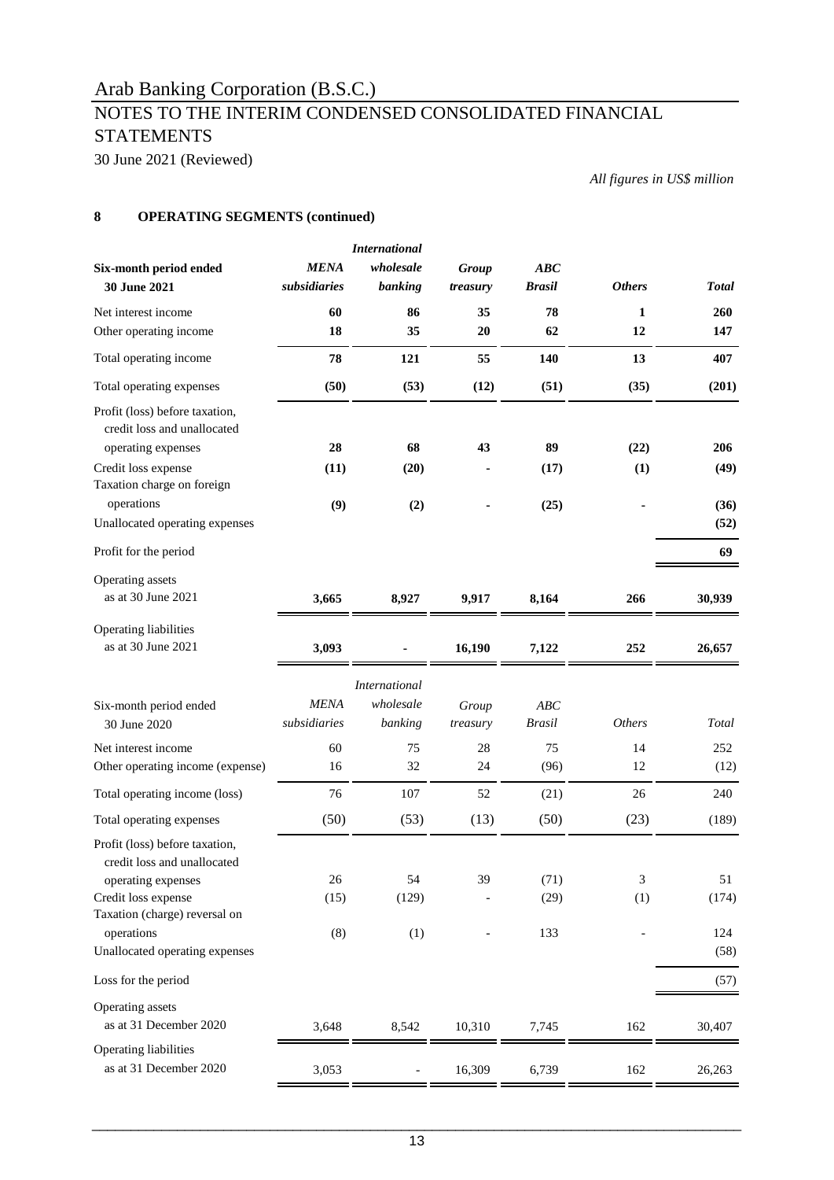# Arab Banking Corporation (B.S.C.)

## NOTES TO THE INTERIM CONDENSED CONSOLIDATED FINANCIAL STATEMENTS

30 June 2021 (Reviewed)

*All figures in US$ million*

### 8 OPERATING SEGMENTS (continued)

| **Six-month period ended 30 June 2021** | ***MENA subsidiaries*** | ***International wholesale banking*** | ***Group treasury*** | ***ABC Brasil*** | ***Others*** | ***Total*** |
|---|---|---|---|---|---|---|
| Net interest income | **60** | **86** | **35** | **78** | **1** | **260** |
| Other operating income | **18** | **35** | **20** | **62** | **12** | **147** |
| Total operating income | **78** | **121** | **55** | **140** | **13** | **407** |
| Total operating expenses | **(50)** | **(53)** | **(12)** | **(51)** | **(35)** | **(201)** |
| Profit (loss) before taxation, credit loss and unallocated operating expenses | **28** | **68** | **43** | **89** | **(22)** | **206** |
| Credit loss expense | **(11)** | **(20)** | **-** | **(17)** | **(1)** | **(49)** |
| Taxation charge on foreign operations | **(9)** | **(2)** | **-** | **(25)** | **-** | **(36)** |
| Unallocated operating expenses | | | | | | **(52)** |
| Profit for the period | | | | | | **69** |
| Operating assets as at 30 June 2021 | **3,665** | **8,927** | **9,917** | **8,164** | **266** | **30,939** |
| Operating liabilities as at 30 June 2021 | **3,093** | **-** | **16,190** | **7,122** | **252** | **26,657** |

| Six-month period ended 30 June 2020 | *MENA subsidiaries* | *International wholesale banking* | *Group treasury* | *ABC Brasil* | *Others* | *Total* |
|---|---|---|---|---|---|---|
| Net interest income | 60 | 75 | 28 | 75 | 14 | 252 |
| Other operating income (expense) | 16 | 32 | 24 | (96) | 12 | (12) |
| Total operating income (loss) | 76 | 107 | 52 | (21) | 26 | 240 |
| Total operating expenses | (50) | (53) | (13) | (50) | (23) | (189) |
| Profit (loss) before taxation, credit loss and unallocated operating expenses | 26 | 54 | 39 | (71) | 3 | 51 |
| Credit loss expense | (15) | (129) | - | (29) | (1) | (174) |
| Taxation (charge) reversal on operations | (8) | (1) | - | 133 | - | 124 |
| Unallocated operating expenses | | | | | | (58) |
| Loss for the period | | | | | | (57) |
| Operating assets as at 31 December 2020 | 3,648 | 8,542 | 10,310 | 7,745 | 162 | 30,407 |
| Operating liabilities as at 31 December 2020 | 3,053 | - | 16,309 | 6,739 | 162 | 26,263 |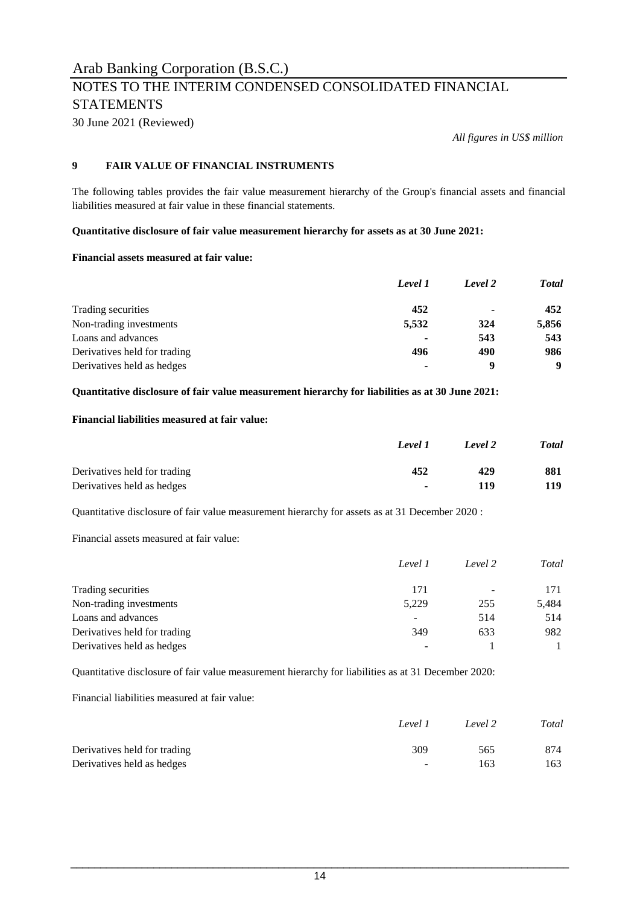Arab Banking Corporation (B.S.C.)

# NOTES TO THE INTERIM CONDENSED CONSOLIDATED FINANCIAL STATEMENTS

30 June 2021 (Reviewed)

*All figures in US$ million*

## 9 FAIR VALUE OF FINANCIAL INSTRUMENTS

The following tables provides the fair value measurement hierarchy of the Group's financial assets and financial liabilities measured at fair value in these financial statements.

**Quantitative disclosure of fair value measurement hierarchy for assets as at 30 June 2021:**

**Financial assets measured at fair value:**

| | *Level 1* | *Level 2* | *Total* |
|---|---|---|---|
| Trading securities | **452** | **-** | **452** |
| Non-trading investments | **5,532** | **324** | **5,856** |
| Loans and advances | **-** | **543** | **543** |
| Derivatives held for trading | **496** | **490** | **986** |
| Derivatives held as hedges | **-** | **9** | **9** |

**Quantitative disclosure of fair value measurement hierarchy for liabilities as at 30 June 2021:**

**Financial liabilities measured at fair value:**

| | *Level 1* | *Level 2* | *Total* |
|---|---|---|---|
| Derivatives held for trading | **452** | **429** | **881** |
| Derivatives held as hedges | **-** | **119** | **119** |

Quantitative disclosure of fair value measurement hierarchy for assets as at 31 December 2020 :

Financial assets measured at fair value:

| | *Level 1* | *Level 2* | *Total* |
|---|---|---|---|
| Trading securities | 171 | - | 171 |
| Non-trading investments | 5,229 | 255 | 5,484 |
| Loans and advances | - | 514 | 514 |
| Derivatives held for trading | 349 | 633 | 982 |
| Derivatives held as hedges | - | 1 | 1 |

Quantitative disclosure of fair value measurement hierarchy for liabilities as at 31 December 2020:

Financial liabilities measured at fair value:

| | *Level 1* | *Level 2* | *Total* |
|---|---|---|---|
| Derivatives held for trading | 309 | 565 | 874 |
| Derivatives held as hedges | - | 163 | 163 |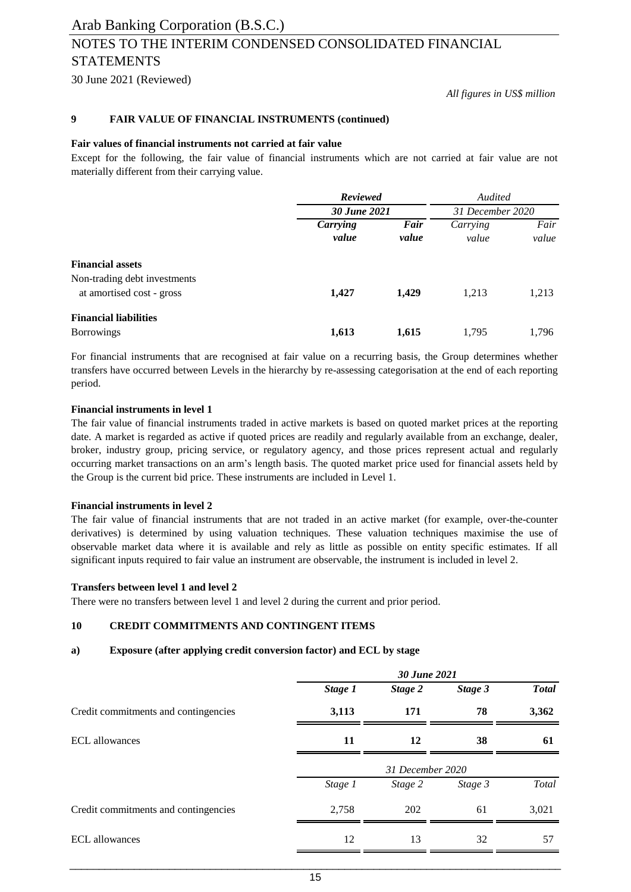*All figures in US$ million*

## 9 FAIR VALUE OF FINANCIAL INSTRUMENTS (continued)

**Fair values of financial instruments not carried at fair value**

Except for the following, the fair value of financial instruments which are not carried at fair value are not materially different from their carrying value.

| | ***Reviewed*** | | *Audited* | |
|---|---|---|---|---|
| | ***30 June 2021*** | | *31 December 2020* | |
| | ***Carrying value*** | ***Fair value*** | *Carrying value* | *Fair value* |
| **Financial assets** | | | | |
| Non-trading debt investments at amortised cost - gross | **1,427** | **1,429** | 1,213 | 1,213 |
| **Financial liabilities** | | | | |
| Borrowings | **1,613** | **1,615** | 1,795 | 1,796 |

For financial instruments that are recognised at fair value on a recurring basis, the Group determines whether transfers have occurred between Levels in the hierarchy by re-assessing categorisation at the end of each reporting period.

**Financial instruments in level 1**

The fair value of financial instruments traded in active markets is based on quoted market prices at the reporting date. A market is regarded as active if quoted prices are readily and regularly available from an exchange, dealer, broker, industry group, pricing service, or regulatory agency, and those prices represent actual and regularly occurring market transactions on an arm's length basis. The quoted market price used for financial assets held by the Group is the current bid price. These instruments are included in Level 1.

**Financial instruments in level 2**

The fair value of financial instruments that are not traded in an active market (for example, over-the-counter derivatives) is determined by using valuation techniques. These valuation techniques maximise the use of observable market data where it is available and rely as little as possible on entity specific estimates. If all significant inputs required to fair value an instrument are observable, the instrument is included in level 2.

**Transfers between level 1 and level 2**

There were no transfers between level 1 and level 2 during the current and prior period.

## 10 CREDIT COMMITMENTS AND CONTINGENT ITEMS

### a) Exposure (after applying credit conversion factor) and ECL by stage

| | ***30 June 2021*** | | | |
|---|---|---|---|---|
| | ***Stage 1*** | ***Stage 2*** | ***Stage 3*** | ***Total*** |
| Credit commitments and contingencies | **3,113** | **171** | **78** | **3,362** |
| ECL allowances | **11** | **12** | **38** | **61** |

| | *31 December 2020* | | | |
|---|---|---|---|---|
| | *Stage 1* | *Stage 2* | *Stage 3* | *Total* |
| Credit commitments and contingencies | 2,758 | 202 | 61 | 3,021 |
| ECL allowances | 12 | 13 | 32 | 57 |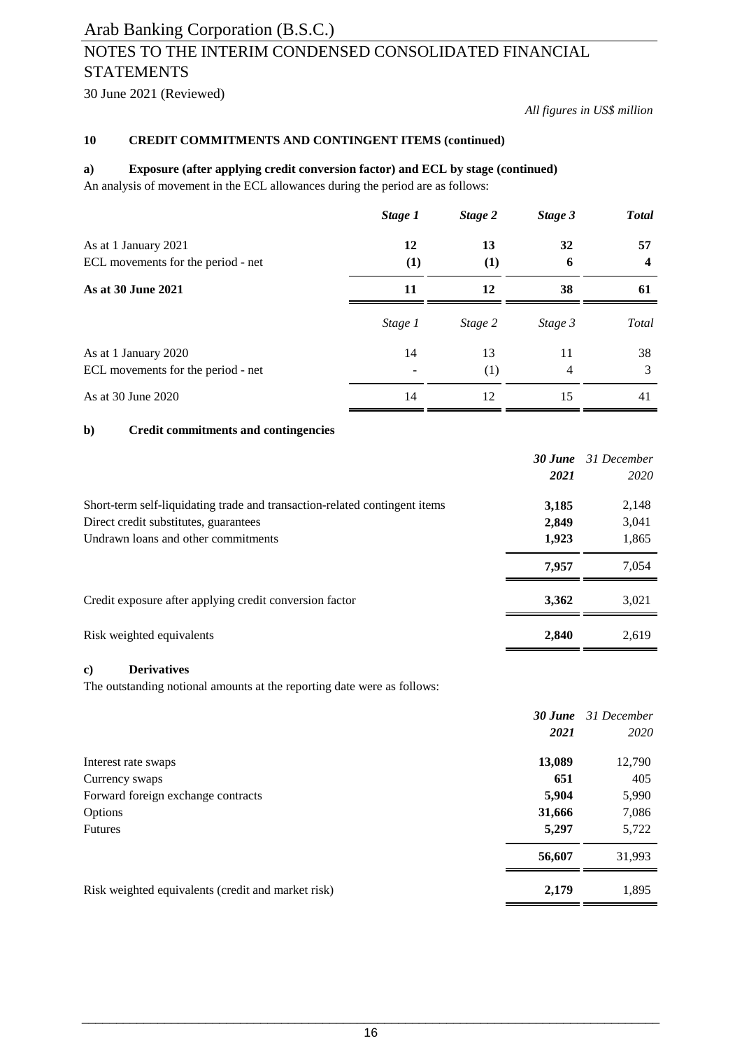Arab Banking Corporation (B.S.C.)

# NOTES TO THE INTERIM CONDENSED CONSOLIDATED FINANCIAL STATEMENTS

30 June 2021 (Reviewed)

*All figures in US$ million*

## 10 CREDIT COMMITMENTS AND CONTINGENT ITEMS (continued)

### a) Exposure (after applying credit conversion factor) and ECL by stage (continued)

An analysis of movement in the ECL allowances during the period are as follows:

| | ***Stage 1*** | ***Stage 2*** | ***Stage 3*** | ***Total*** |
|---|---|---|---|---|
| As at 1 January 2021 | **12** | **13** | **32** | **57** |
| ECL movements for the period - net | **(1)** | **(1)** | **6** | **4** |
| **As at 30 June 2021** | **11** | **12** | **38** | **61** |

| | *Stage 1* | *Stage 2* | *Stage 3* | *Total* |
|---|---|---|---|---|
| As at 1 January 2020 | 14 | 13 | 11 | 38 |
| ECL movements for the period - net | - | (1) | 4 | 3 |
| As at 30 June 2020 | 14 | 12 | 15 | 41 |

### b) Credit commitments and contingencies

| | ***30 June 2021*** | *31 December 2020* |
|---|---|---|
| Short-term self-liquidating trade and transaction-related contingent items | **3,185** | 2,148 |
| Direct credit substitutes, guarantees | **2,849** | 3,041 |
| Undrawn loans and other commitments | **1,923** | 1,865 |
| | **7,957** | 7,054 |
| Credit exposure after applying credit conversion factor | **3,362** | 3,021 |
| Risk weighted equivalents | **2,840** | 2,619 |

### c) Derivatives

The outstanding notional amounts at the reporting date were as follows:

| | ***30 June 2021*** | *31 December 2020* |
|---|---|---|
| Interest rate swaps | **13,089** | 12,790 |
| Currency swaps | **651** | 405 |
| Forward foreign exchange contracts | **5,904** | 5,990 |
| Options | **31,666** | 7,086 |
| Futures | **5,297** | 5,722 |
| | **56,607** | 31,993 |
| Risk weighted equivalents (credit and market risk) | **2,179** | 1,895 |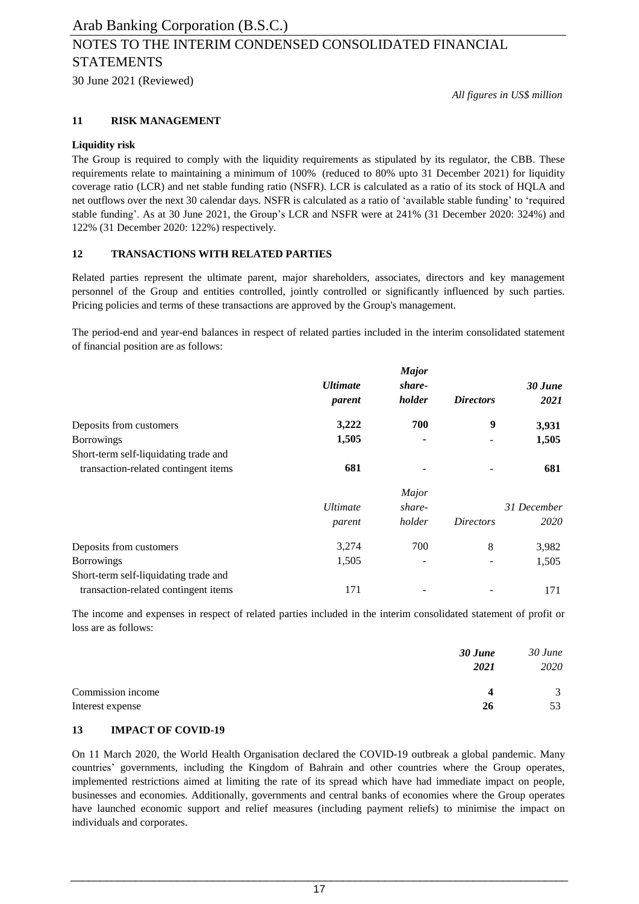*All figures in US$ million*

## 11 RISK MANAGEMENT

**Liquidity risk**

The Group is required to comply with the liquidity requirements as stipulated by its regulator, the CBB. These requirements relate to maintaining a minimum of 100% (reduced to 80% upto 31 December 2021) for liquidity coverage ratio (LCR) and net stable funding ratio (NSFR). LCR is calculated as a ratio of its stock of HQLA and net outflows over the next 30 calendar days. NSFR is calculated as a ratio of 'available stable funding' to 'required stable funding'. As at 30 June 2021, the Group's LCR and NSFR were at 241% (31 December 2020: 324%) and 122% (31 December 2020: 122%) respectively.

## 12 TRANSACTIONS WITH RELATED PARTIES

Related parties represent the ultimate parent, major shareholders, associates, directors and key management personnel of the Group and entities controlled, jointly controlled or significantly influenced by such parties. Pricing policies and terms of these transactions are approved by the Group's management.

The period-end and year-end balances in respect of related parties included in the interim consolidated statement of financial position are as follows:

| | ***Ultimate parent*** | ***Major share-holder*** | ***Directors*** | ***30 June 2021*** |
|---|---|---|---|---|
| Deposits from customers | **3,222** | **700** | **9** | **3,931** |
| Borrowings | **1,505** | **-** | **-** | **1,505** |
| Short-term self-liquidating trade and transaction-related contingent items | **681** | **-** | **-** | **681** |

| | *Ultimate parent* | *Major share-holder* | *Directors* | *31 December 2020* |
|---|---|---|---|---|
| Deposits from customers | 3,274 | 700 | 8 | 3,982 |
| Borrowings | 1,505 | - | - | 1,505 |
| Short-term self-liquidating trade and transaction-related contingent items | 171 | - | - | 171 |

The income and expenses in respect of related parties included in the interim consolidated statement of profit or loss are as follows:

| | ***30 June 2021*** | *30 June 2020* |
|---|---|---|
| Commission income | **4** | 3 |
| Interest expense | **26** | 53 |

## 13 IMPACT OF COVID-19

On 11 March 2020, the World Health Organisation declared the COVID-19 outbreak a global pandemic. Many countries' governments, including the Kingdom of Bahrain and other countries where the Group operates, implemented restrictions aimed at limiting the rate of its spread which have had immediate impact on people, businesses and economies. Additionally, governments and central banks of economies where the Group operates have launched economic support and relief measures (including payment reliefs) to minimise the impact on individuals and corporates.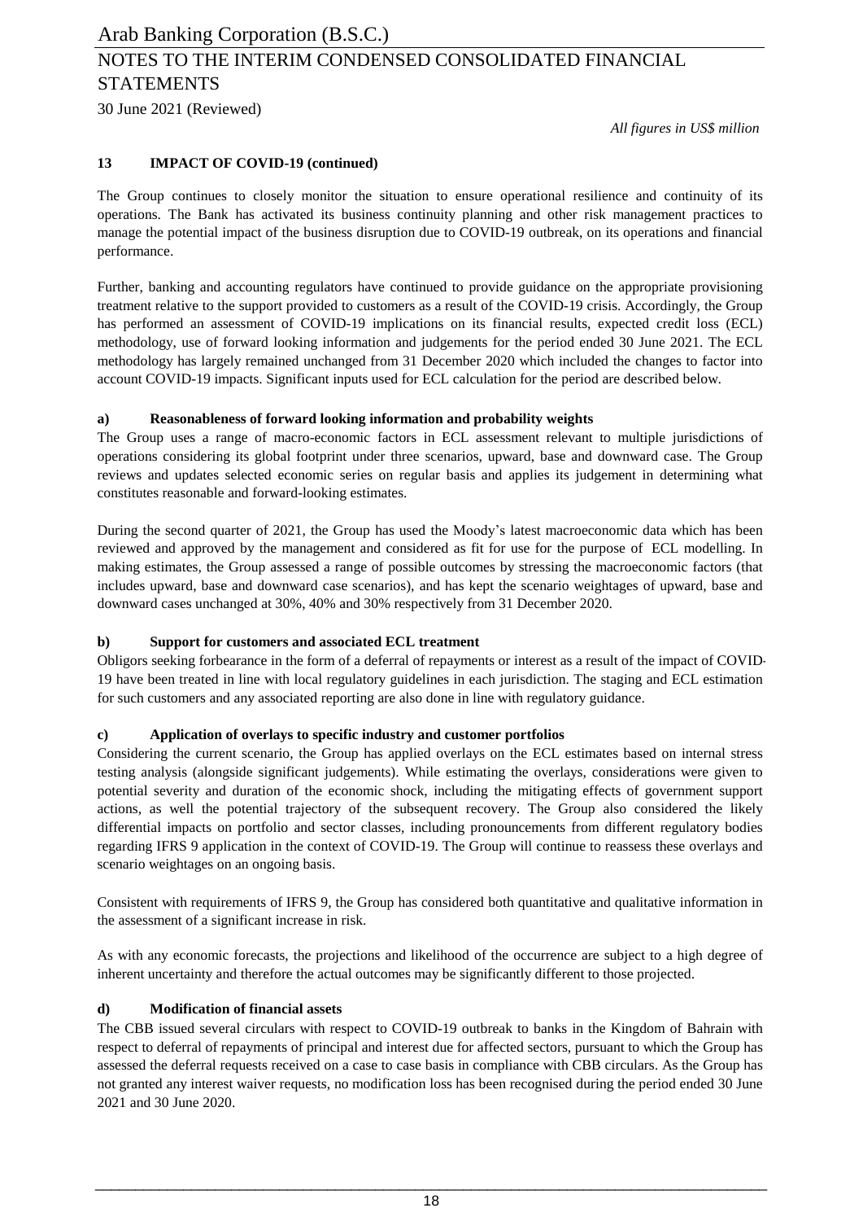## 13 IMPACT OF COVID-19 (continued)

The Group continues to closely monitor the situation to ensure operational resilience and continuity of its operations. The Bank has activated its business continuity planning and other risk management practices to manage the potential impact of the business disruption due to COVID-19 outbreak, on its operations and financial performance.

Further, banking and accounting regulators have continued to provide guidance on the appropriate provisioning treatment relative to the support provided to customers as a result of the COVID-19 crisis. Accordingly, the Group has performed an assessment of COVID-19 implications on its financial results, expected credit loss (ECL) methodology, use of forward looking information and judgements for the period ended 30 June 2021. The ECL methodology has largely remained unchanged from 31 December 2020 which included the changes to factor into account COVID-19 impacts. Significant inputs used for ECL calculation for the period are described below.

### a) Reasonableness of forward looking information and probability weights

The Group uses a range of macro-economic factors in ECL assessment relevant to multiple jurisdictions of operations considering its global footprint under three scenarios, upward, base and downward case. The Group reviews and updates selected economic series on regular basis and applies its judgement in determining what constitutes reasonable and forward-looking estimates.

During the second quarter of 2021, the Group has used the Moody's latest macroeconomic data which has been reviewed and approved by the management and considered as fit for use for the purpose of ECL modelling. In making estimates, the Group assessed a range of possible outcomes by stressing the macroeconomic factors (that includes upward, base and downward case scenarios), and has kept the scenario weightages of upward, base and downward cases unchanged at 30%, 40% and 30% respectively from 31 December 2020.

### b) Support for customers and associated ECL treatment

Obligors seeking forbearance in the form of a deferral of repayments or interest as a result of the impact of COVID-19 have been treated in line with local regulatory guidelines in each jurisdiction. The staging and ECL estimation for such customers and any associated reporting are also done in line with regulatory guidance.

### c) Application of overlays to specific industry and customer portfolios

Considering the current scenario, the Group has applied overlays on the ECL estimates based on internal stress testing analysis (alongside significant judgements). While estimating the overlays, considerations were given to potential severity and duration of the economic shock, including the mitigating effects of government support actions, as well the potential trajectory of the subsequent recovery. The Group also considered the likely differential impacts on portfolio and sector classes, including pronouncements from different regulatory bodies regarding IFRS 9 application in the context of COVID-19. The Group will continue to reassess these overlays and scenario weightages on an ongoing basis.

Consistent with requirements of IFRS 9, the Group has considered both quantitative and qualitative information in the assessment of a significant increase in risk.

As with any economic forecasts, the projections and likelihood of the occurrence are subject to a high degree of inherent uncertainty and therefore the actual outcomes may be significantly different to those projected.

### d) Modification of financial assets

The CBB issued several circulars with respect to COVID-19 outbreak to banks in the Kingdom of Bahrain with respect to deferral of repayments of principal and interest due for affected sectors, pursuant to which the Group has assessed the deferral requests received on a case to case basis in compliance with CBB circulars. As the Group has not granted any interest waiver requests, no modification loss has been recognised during the period ended 30 June 2021 and 30 June 2020.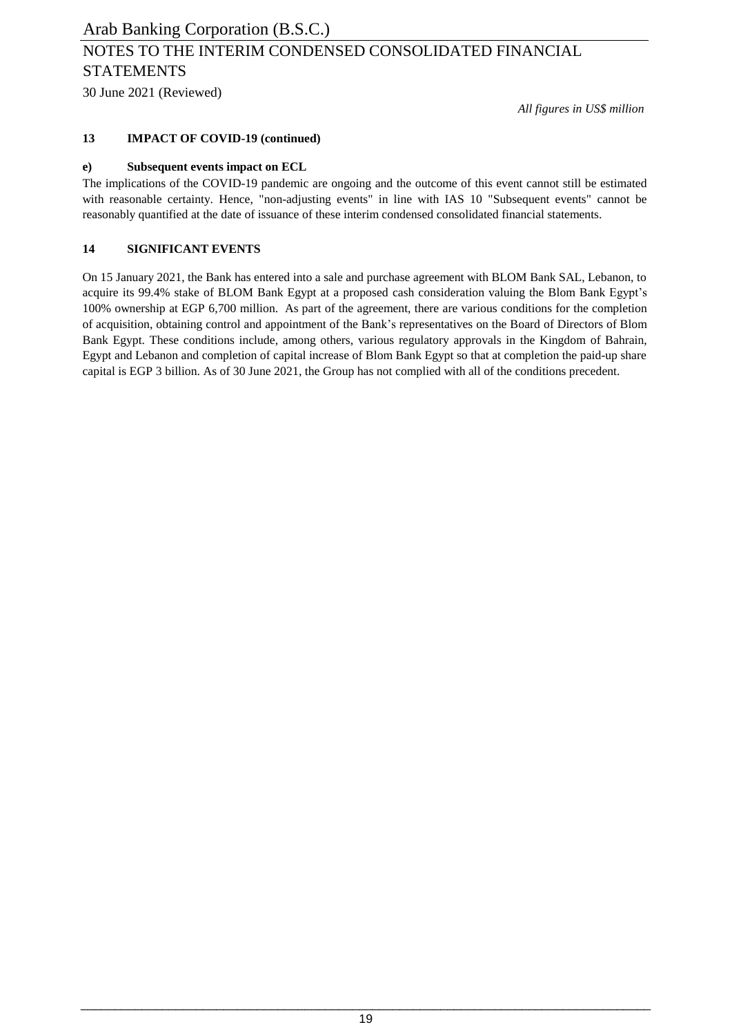*All figures in US$ million*

## 13 IMPACT OF COVID-19 (continued)

### e) Subsequent events impact on ECL

The implications of the COVID-19 pandemic are ongoing and the outcome of this event cannot still be estimated with reasonable certainty. Hence, "non-adjusting events" in line with IAS 10 "Subsequent events" cannot be reasonably quantified at the date of issuance of these interim condensed consolidated financial statements.

## 14 SIGNIFICANT EVENTS

On 15 January 2021, the Bank has entered into a sale and purchase agreement with BLOM Bank SAL, Lebanon, to acquire its 99.4% stake of BLOM Bank Egypt at a proposed cash consideration valuing the Blom Bank Egypt's 100% ownership at EGP 6,700 million. As part of the agreement, there are various conditions for the completion of acquisition, obtaining control and appointment of the Bank's representatives on the Board of Directors of Blom Bank Egypt. These conditions include, among others, various regulatory approvals in the Kingdom of Bahrain, Egypt and Lebanon and completion of capital increase of Blom Bank Egypt so that at completion the paid-up share capital is EGP 3 billion. As of 30 June 2021, the Group has not complied with all of the conditions precedent.